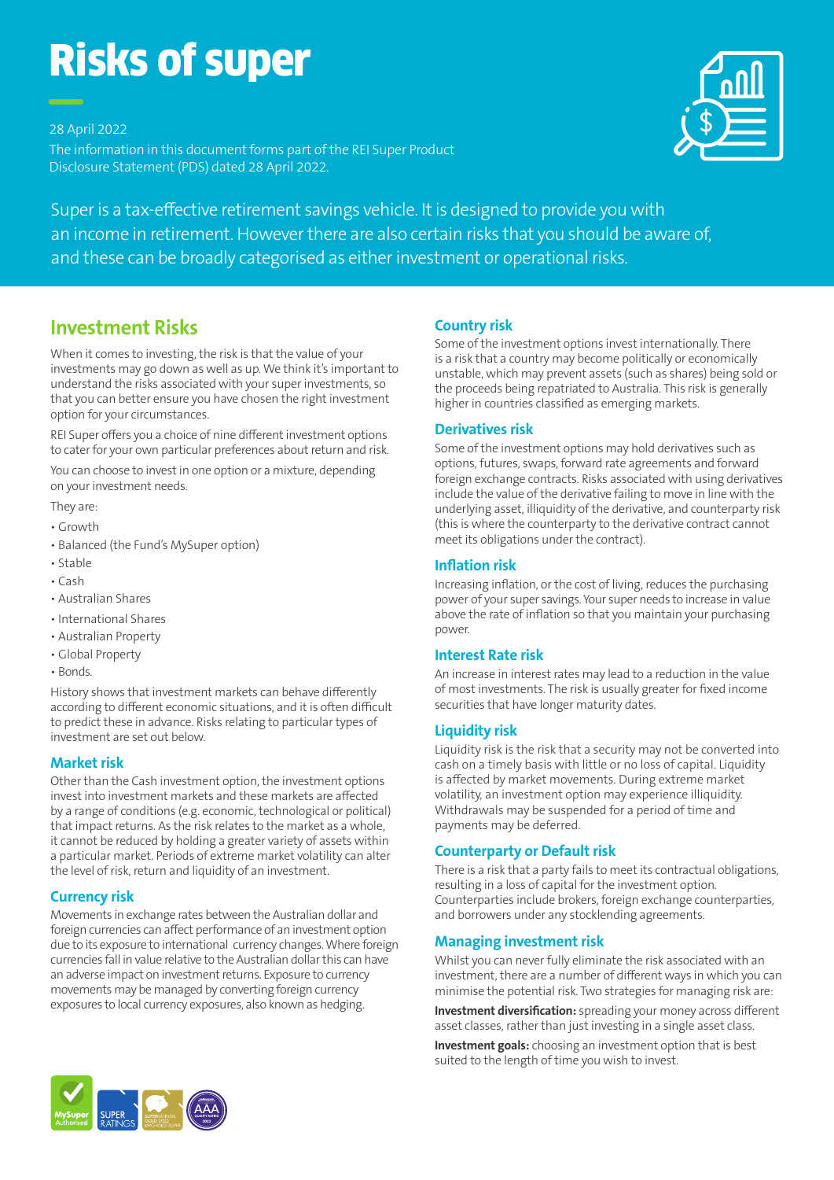# Risks of super

28 April 2022

The information in this document forms part of the REI Super Product Disclosure Statement (PDS) dated 28 April 2022.

Super is a tax-effective retirement savings vehicle. It is designed to provide you with an income in retirement. However there are also certain risks that you should be aware of, and these can be broadly categorised as either investment or operational risks.

## Investment Risks

When it comes to investing, the risk is that the value of your investments may go down as well as up. We think it's important to understand the risks associated with your super investments, so that you can better ensure you have chosen the right investment option for your circumstances.

REI Super offers you a choice of nine different investment options to cater for your own particular preferences about return and risk.

You can choose to invest in one option or a mixture, depending on your investment needs.

They are:

- Growth
- Balanced (the Fund's MySuper option)
- Stable
- Cash
- Australian Shares
- International Shares
- Australian Property
- Global Property
- Bonds.

History shows that investment markets can behave differently according to different economic situations, and it is often difficult to predict these in advance. Risks relating to particular types of investment are set out below.

### Market risk

Other than the Cash investment option, the investment options invest into investment markets and these markets are affected by a range of conditions (e.g. economic, technological or political) that impact returns. As the risk relates to the market as a whole, it cannot be reduced by holding a greater variety of assets within a particular market. Periods of extreme market volatility can alter the level of risk, return and liquidity of an investment.

### Currency risk

Movements in exchange rates between the Australian dollar and foreign currencies can affect performance of an investment option due to its exposure to international currency changes. Where foreign currencies fall in value relative to the Australian dollar this can have an adverse impact on investment returns. Exposure to currency movements may be managed by converting foreign currency exposures to local currency exposures, also known as hedging.

### Country risk

Some of the investment options invest internationally. There is a risk that a country may become politically or economically unstable, which may prevent assets (such as shares) being sold or the proceeds being repatriated to Australia. This risk is generally higher in countries classified as emerging markets.

### Derivatives risk

Some of the investment options may hold derivatives such as options, futures, swaps, forward rate agreements and forward foreign exchange contracts. Risks associated with using derivatives include the value of the derivative failing to move in line with the underlying asset, illiquidity of the derivative, and counterparty risk (this is where the counterparty to the derivative contract cannot meet its obligations under the contract).

### Inflation risk

Increasing inflation, or the cost of living, reduces the purchasing power of your super savings. Your super needs to increase in value above the rate of inflation so that you maintain your purchasing power.

### Interest Rate risk

An increase in interest rates may lead to a reduction in the value of most investments. The risk is usually greater for fixed income securities that have longer maturity dates.

### Liquidity risk

Liquidity risk is the risk that a security may not be converted into cash on a timely basis with little or no loss of capital. Liquidity is affected by market movements. During extreme market volatility, an investment option may experience illiquidity. Withdrawals may be suspended for a period of time and payments may be deferred.

### Counterparty or Default risk

There is a risk that a party fails to meet its contractual obligations, resulting in a loss of capital for the investment option. Counterparties include brokers, foreign exchange counterparties, and borrowers under any stocklending agreements.

### Managing investment risk

Whilst you can never fully eliminate the risk associated with an investment, there are a number of different ways in which you can minimise the potential risk. Two strategies for managing risk are:

**Investment diversification:** spreading your money across different asset classes, rather than just investing in a single asset class.

**Investment goals:** choosing an investment option that is best suited to the length of time you wish to invest.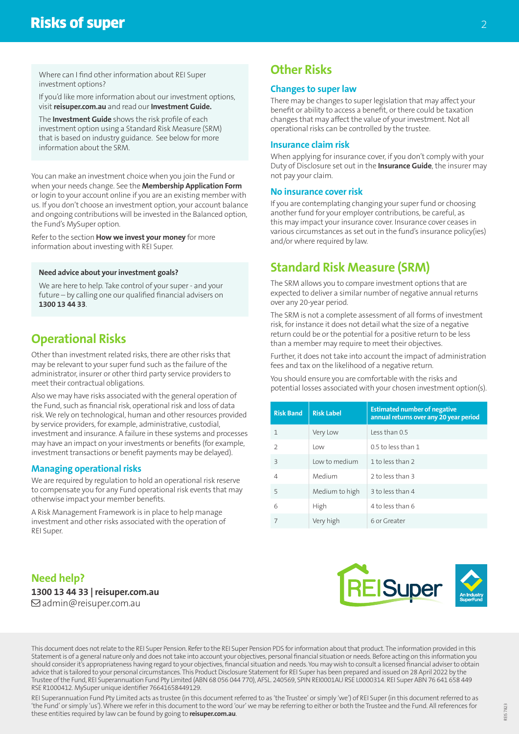# Risks of super

Where can I find other information about REI Super investment options?

If you'd like more information about our investment options, visit **reisuper.com.au** and read our **Investment Guide.**

The **Investment Guide** shows the risk profile of each investment option using a Standard Risk Measure (SRM) that is based on industry guidance. See below for more information about the SRM.

You can make an investment choice when you join the Fund or when your needs change. See the **Membership Application Form** or login to your account online if you are an existing member with us. If you don't choose an investment option, your account balance and ongoing contributions will be invested in the Balanced option, the Fund's MySuper option.

Refer to the section **How we invest your money** for more information about investing with REI Super.

**Need advice about your investment goals?**

We are here to help. Take control of your super - and your future – by calling one our qualified financial advisers on **1300 13 44 33**.

## Operational Risks

Other than investment related risks, there are other risks that may be relevant to your super fund such as the failure of the administrator, insurer or other third party service providers to meet their contractual obligations.

Also we may have risks associated with the general operation of the Fund, such as financial risk, operational risk and loss of data risk. We rely on technological, human and other resources provided by service providers, for example, administrative, custodial, investment and insurance. A failure in these systems and processes may have an impact on your investments or benefits (for example, investment transactions or benefit payments may be delayed).

### Managing operational risks

We are required by regulation to hold an operational risk reserve to compensate you for any Fund operational risk events that may otherwise impact your member benefits.

A Risk Management Framework is in place to help manage investment and other risks associated with the operation of REI Super.

## Other Risks

### Changes to super law

There may be changes to super legislation that may affect your benefit or ability to access a benefit, or there could be taxation changes that may affect the value of your investment. Not all operational risks can be controlled by the trustee.

### Insurance claim risk

When applying for insurance cover, if you don't comply with your Duty of Disclosure set out in the **Insurance Guide**, the insurer may not pay your claim.

### No insurance cover risk

If you are contemplating changing your super fund or choosing another fund for your employer contributions, be careful, as this may impact your insurance cover. Insurance cover ceases in various circumstances as set out in the fund's insurance policy(ies) and/or where required by law.

## Standard Risk Measure (SRM)

The SRM allows you to compare investment options that are expected to deliver a similar number of negative annual returns over any 20-year period.

The SRM is not a complete assessment of all forms of investment risk, for instance it does not detail what the size of a negative return could be or the potential for a positive return to be less than a member may require to meet their objectives.

Further, it does not take into account the impact of administration fees and tax on the likelihood of a negative return.

You should ensure you are comfortable with the risks and potential losses associated with your chosen investment option(s).

| Risk Band | Risk Label | Estimated number of negative annual returns over any 20 year period |
|---|---|---|
| 1 | Very Low | Less than 0.5 |
| 2 | Low | 0.5 to less than 1 |
| 3 | Low to medium | 1 to less than 2 |
| 4 | Medium | 2 to less than 3 |
| 5 | Medium to high | 3 to less than 4 |
| 6 | High | 4 to less than 6 |
| 7 | Very high | 6 or Greater |

## Need help?

**1300 13 44 33 | reisuper.com.au**
admin@reisuper.com.au

REISuper
An Industry SuperFund

This document does not relate to the REI Super Pension. Refer to the REI Super Pension PDS for information about that product. The information provided in this Statement is of a general nature only and does not take into account your objectives, personal financial situation or needs. Before acting on this information you should consider it's appropriateness having regard to your objectives, financial situation and needs. You may wish to consult a licensed financial adviser to obtain advice that is tailored to your personal circumstances. This Product Disclosure Statement for REI Super has been prepared and issued on 28 April 2022 by the Trustee of the Fund, REI Superannuation Fund Pty Limited (ABN 68 056 044 770), AFSL 240569, SPIN REI0001AU RSE L0000314. REI Super ABN 76 641 658 449 RSE R1000412. MySuper unique identifier 76641658449129.

REI Superannuation Fund Pty Limited acts as trustee (in this document referred to as 'the Trustee' or simply 'we') of REI Super (in this document referred to as 'the Fund' or simply 'us'). Where we refer in this document to the word 'our' we may be referring to either or both the Trustee and the Fund. All references for these entities required by law can be found by going to **reisuper.com.au**.

REIS 7823